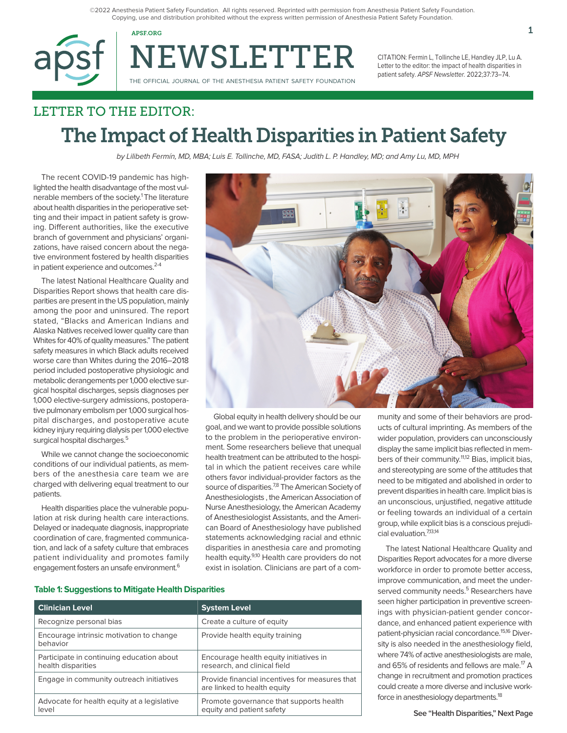©2022 Anesthesia Patient Safety Foundation. All rights reserved. Reprinted with permission from Anesthesia Patient Safety Foundation. Copying, use and distribution prohibited without the express written permission of Anesthesia Patient Safety Foundation.

CITATION: Fermin L, Tollinche LE, Handley JLP, Lu A. Letter to the editor: the impact of health disparities in patient safety. *APSF Newsletter.* 2022;37:73–74.

## LETTER TO THE EDITOR:

# The Impact of Health Disparities in Patient Safety

*by Lilibeth Fermín, MD, MBA; Luis E. Tollinche, MD, FASA; Judith L. P. Handley, MD; and Amy Lu, MD, MPH*

The recent COVID-19 pandemic has highlighted the health disadvantage of the most vulnerable members of the society.[1] The literature about health disparities in the perioperative setting and their impact in patient safety is growing. Different authorities, like the executive branch of government and physicians' organizations, have raised concern about the negative environment fostered by health disparities in patient experience and outcomes.[2-4]

The latest National Healthcare Quality and Disparities Report shows that health care disparities are present in the US population, mainly among the poor and uninsured. The report stated, "Blacks and American Indians and Alaska Natives received lower quality care than Whites for 40% of quality measures." The patient safety measures in which Black adults received worse care than Whites during the 2016–2018 period included postoperative physiologic and metabolic derangements per 1,000 elective surgical hospital discharges, sepsis diagnoses per 1,000 elective-surgery admissions, postoperative pulmonary embolism per 1,000 surgical hospital discharges, and postoperative acute kidney injury requiring dialysis per 1,000 elective surgical hospital discharges.[5]

While we cannot change the socioeconomic conditions of our individual patients, as members of the anesthesia care team we are charged with delivering equal treatment to our patients.

Health disparities place the vulnerable population at risk during health care interactions. Delayed or inadequate diagnosis, inappropriate coordination of care, fragmented communication, and lack of a safety culture that embraces patient individuality and promotes family engagement fosters an unsafe environment.[6]

Global equity in health delivery should be our goal, and we want to provide possible solutions to the problem in the perioperative environment. Some researchers believe that unequal health treatment can be attributed to the hospital in which the patient receives care while others favor individual-provider factors as the source of disparities.[7,8] The American Society of Anesthesiologists , the American Association of Nurse Anesthesiology, the American Academy of Anesthesiologist Assistants, and the American Board of Anesthesiology have published statements acknowledging racial and ethnic disparities in anesthesia care and promoting health equity.[9,10] Health care providers do not exist in isolation. Clinicians are part of a community and some of their behaviors are products of cultural imprinting. As members of the wider population, providers can unconsciously display the same implicit bias reflected in members of their community.[11,12] Bias, implicit bias, and stereotyping are some of the attitudes that need to be mitigated and abolished in order to prevent disparities in health care. Implicit bias is an unconscious, unjustified, negative attitude or feeling towards an individual of a certain group, while explicit bias is a conscious prejudicial evaluation.[7,13,14]

The latest National Healthcare Quality and Disparities Report advocates for a more diverse workforce in order to promote better access, improve communication, and meet the underserved community needs.[5] Researchers have seen higher participation in preventive screenings with physician-patient gender concordance, and enhanced patient experience with patient-physician racial concordance.[15,16] Diversity is also needed in the anesthesiology field, where 74% of active anesthesiologists are male, and 65% of residents and fellows are male.[17] A change in recruitment and promotion practices could create a more diverse and inclusive workforce in anesthesiology departments.[18]

**Table 1: Suggestions to Mitigate Health Disparities**

| Clinician Level | System Level |
|---|---|
| Recognize personal bias | Create a culture of equity |
| Encourage intrinsic motivation to change behavior | Provide health equity training |
| Participate in continuing education about health disparities | Encourage health equity initiatives in research, and clinical field |
| Engage in community outreach initiatives | Provide financial incentives for measures that are linked to health equity |
| Advocate for health equity at a legislative level | Promote governance that supports health equity and patient safety |

See "Health Disparities," Next Page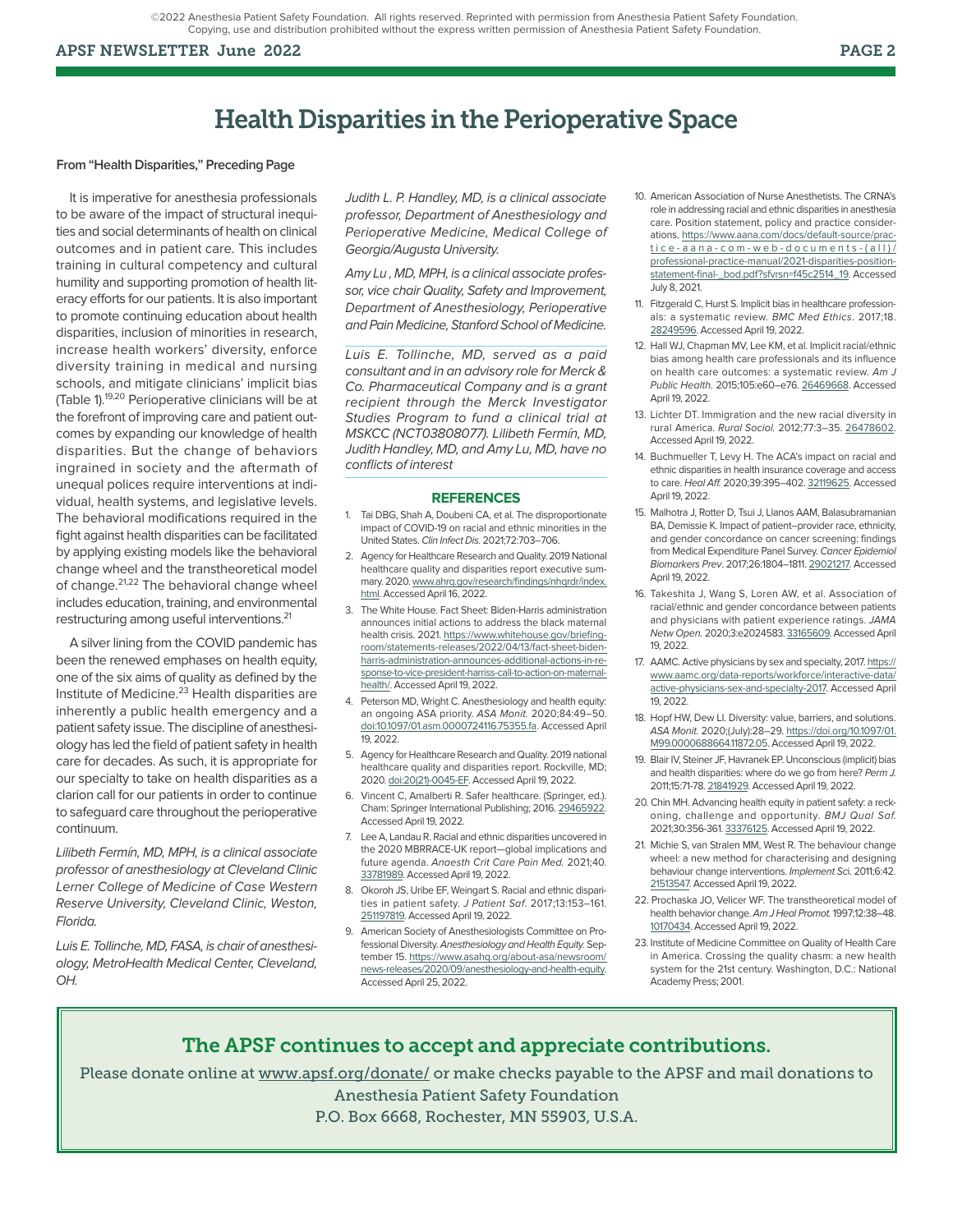# Health Disparities in the Perioperative Space

**From "Health Disparities," Preceding Page**

It is imperative for anesthesia professionals to be aware of the impact of structural inequities and social determinants of health on clinical outcomes and in patient care. This includes training in cultural competency and cultural humility and supporting promotion of health literacy efforts for our patients. It is also important to promote continuing education about health disparities, inclusion of minorities in research, increase health workers' diversity, enforce diversity training in medical and nursing schools, and mitigate clinicians' implicit bias (Table 1).[19,20] Perioperative clinicians will be at the forefront of improving care and patient outcomes by expanding our knowledge of health disparities. But the change of behaviors ingrained in society and the aftermath of unequal polices require interventions at individual, health systems, and legislative levels. The behavioral modifications required in the fight against health disparities can be facilitated by applying existing models like the behavioral change wheel and the transtheoretical model of change.[21,22] The behavioral change wheel includes education, training, and environmental restructuring among useful interventions.[21]

A silver lining from the COVID pandemic has been the renewed emphases on health equity, one of the six aims of quality as defined by the Institute of Medicine.[23] Health disparities are inherently a public health emergency and a patient safety issue. The discipline of anesthesiology has led the field of patient safety in health care for decades. As such, it is appropriate for our specialty to take on health disparities as a clarion call for our patients in order to continue to safeguard care throughout the perioperative continuum.

*Lilibeth Fermín, MD, MPH, is a clinical associate professor of anesthesiology at Cleveland Clinic Lerner College of Medicine of Case Western Reserve University, Cleveland Clinic, Weston, Florida.*

*Luis E. Tollinche, MD, FASA, is chair of anesthesiology, MetroHealth Medical Center, Cleveland, OH.*

*Judith L. P. Handley, MD, is a clinical associate professor, Department of Anesthesiology and Perioperative Medicine, Medical College of Georgia/Augusta University.*

*Amy Lu , MD, MPH, is a clinical associate professor, vice chair Quality, Safety and Improvement, Department of Anesthesiology, Perioperative and Pain Medicine, Stanford School of Medicine.*

*Luis E. Tollinche, MD, served as a paid consultant and in an advisory role for Merck & Co. Pharmaceutical Company and is a grant recipient through the Merck Investigator Studies Program to fund a clinical trial at MSKCC (NCT03808077). Lilibeth Fermín, MD, Judith Handley, MD, and Amy Lu, MD, have no conflicts of interest*

## REFERENCES

1. Tai DBG, Shah A, Doubeni CA, et al. The disproportionate impact of COVID-19 on racial and ethnic minorities in the United States. *Clin Infect Dis.* 2021;72:703–706.
2. Agency for Healthcare Research and Quality. 2019 National healthcare quality and disparities report executive summary. 2020. www.ahrq.gov/research/findings/nhqrdr/index.html. Accessed April 16, 2022.
3. The White House. Fact Sheet: Biden-Harris administration announces initial actions to address the black maternal health crisis. 2021. https://www.whitehouse.gov/briefing-room/statements-releases/2022/04/13/fact-sheet-biden-harris-administration-announces-additional-actions-in-response-to-vice-president-harriss-call-to-action-on-maternal-health/. Accessed April 19, 2022.
4. Peterson MD, Wright C. Anesthesiology and health equity: an ongoing ASA priority. *ASA Monit.* 2020;84:49–50. doi:10.1097/01.asm.0000724116.75355.fa. Accessed April 19, 2022.
5. Agency for Healthcare Research and Quality. 2019 national healthcare quality and disparities report. Rockville, MD; 2020. doi:20(21)-0045-EF. Accessed April 19, 2022.
6. Vincent C, Amalberti R. Safer healthcare. (Springer, ed.). Cham: Springer International Publishing; 2016. 29465922. Accessed April 19, 2022.
7. Lee A, Landau R. Racial and ethnic disparities uncovered in the 2020 MBRRACE-UK report—global implications and future agenda. *Anaesth Crit Care Pain Med.* 2021;40. 33781989. Accessed April 19, 2022.
8. Okoroh JS, Uribe EF, Weingart S. Racial and ethnic disparities in patient safety. *J Patient Saf.* 2017;13:153–161. 251197819. Accessed April 19, 2022.
9. American Society of Anesthesiologists Committee on Professional Diversity. *Anesthesiology and Health Equity.* September 15. https://www.asahq.org/about-asa/newsroom/news-releases/2020/09/anesthesiology-and-health-equity. Accessed April 25, 2022.
10. American Association of Nurse Anesthetists. The CRNA's role in addressing racial and ethnic disparities in anesthesia care. Position statement, policy and practice considerations. https://www.aana.com/docs/default-source/practice-aana-com-web-documents-(all)/professional-practice-manual/2021-disparities-position-statement-final-_bod.pdf?sfvrsn=f45c2514_19. Accessed July 8, 2021.
11. Fitzgerald C, Hurst S. Implicit bias in healthcare professionals: a systematic review. *BMC Med Ethics*. 2017;18. 28249596. Accessed April 19, 2022.
12. Hall WJ, Chapman MV, Lee KM, et al. Implicit racial/ethnic bias among health care professionals and its influence on health care outcomes: a systematic review. *Am J Public Health.* 2015;105:e60–e76. 26469668. Accessed April 19, 2022.
13. Lichter DT. Immigration and the new racial diversity in rural America. *Rural Sociol.* 2012;77:3–35. 26478602. Accessed April 19, 2022.
14. Buchmueller T, Levy H. The ACA's impact on racial and ethnic disparities in health insurance coverage and access to care. *Heal Aff.* 2020;39:395–402. 32119625. Accessed April 19, 2022.
15. Malhotra J, Rotter D, Tsui J, Llanos AAM, Balasubramanian BA, Demissie K. Impact of patient–provider race, ethnicity, and gender concordance on cancer screening: findings from Medical Expenditure Panel Survey. *Cancer Epidemiol Biomarkers Prev*. 2017;26:1804–1811. 29021217. Accessed April 19, 2022.
16. Takeshita J, Wang S, Loren AW, et al. Association of racial/ethnic and gender concordance between patients and physicians with patient experience ratings. *JAMA Netw Open.* 2020;3:e2024583. 33165609. Accessed April 19, 2022.
17. AAMC. Active physicians by sex and specialty, 2017. https://www.aamc.org/data-reports/workforce/interactive-data/active-physicians-sex-and-specialty-2017. Accessed April 19, 2022.
18. Hopf HW, Dew LI. Diversity: value, barriers, and solutions. *ASA Monit.* 2020;(July):28–29. https://doi.org/10.1097/01.M99.0000688664.11872.05. Accessed April 19, 2022.
19. Blair IV, Steiner JF, Havranek EP. Unconscious (implicit) bias and health disparities: where do we go from here? *Perm J.* 2011;15:71-78. 21841929. Accessed April 19, 2022.
20. Chin MH. Advancing health equity in patient safety: a reckoning, challenge and opportunity. *BMJ Qual Saf.* 2021;30:356-361. 33376125. Accessed April 19, 2022.
21. Michie S, van Stralen MM, West R. The behaviour change wheel: a new method for characterising and designing behaviour change interventions. *Implement Sci.* 2011;6:42. 21513547. Accessed April 19, 2022.
22. Prochaska JO, Velicer WF. The transtheoretical model of health behavior change. *Am J Heal Promot.* 1997;12:38–48. 10170434. Accessed April 19, 2022.
23. Institute of Medicine Committee on Quality of Health Care in America. Crossing the quality chasm: a new health system for the 21st century. Washington, D.C.: National Academy Press; 2001.

## The APSF continues to accept and appreciate contributions.

Please donate online at www.apsf.org/donate/ or make checks payable to the APSF and mail donations to

Anesthesia Patient Safety Foundation

P.O. Box 6668, Rochester, MN 55903, U.S.A.